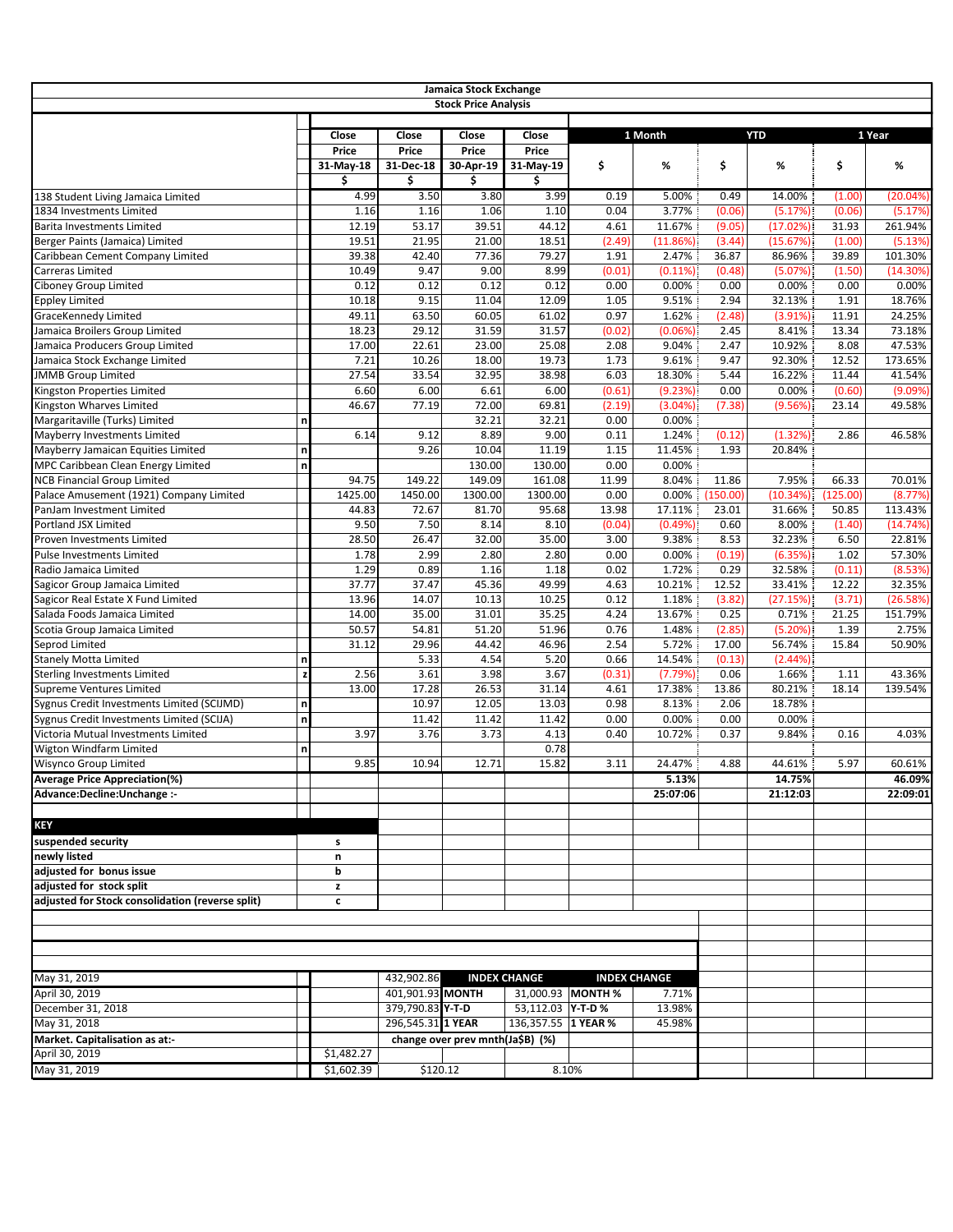# Jamaica Stock Exchange

## Stock Price Analysis

| | | Close Price 31-May-18 $ | Close Price 31-Dec-18 $ | Close Price 30-Apr-19 $ | Close Price 31-May-19 $ | 1 Month $ | 1 Month % | YTD $ | YTD % | 1 Year $ | 1 Year % |
|---|---|---|---|---|---|---|---|---|---|---|---|
| 138 Student Living Jamaica Limited | | 4.99 | 3.50 | 3.80 | 3.99 | 0.19 | 5.00% | 0.49 | 14.00% | (1.00) | (20.04%) |
| 1834 Investments Limited | | 1.16 | 1.16 | 1.06 | 1.10 | 0.04 | 3.77% | (0.06) | (5.17%) | (0.06) | (5.17%) |
| Barita Investments Limited | | 12.19 | 53.17 | 39.51 | 44.12 | 4.61 | 11.67% | (9.05) | (17.02%) | 31.93 | 261.94% |
| Berger Paints (Jamaica) Limited | | 19.51 | 21.95 | 21.00 | 18.51 | (2.49) | (11.86%) | (3.44) | (15.67%) | (1.00) | (5.13%) |
| Caribbean Cement Company Limited | | 39.38 | 42.40 | 77.36 | 79.27 | 1.91 | 2.47% | 36.87 | 86.96% | 39.89 | 101.30% |
| Carreras Limited | | 10.49 | 9.47 | 9.00 | 8.99 | (0.01) | (0.11%) | (0.48) | (5.07%) | (1.50) | (14.30%) |
| Ciboney Group Limited | | 0.12 | 0.12 | 0.12 | 0.12 | 0.00 | 0.00% | 0.00 | 0.00% | 0.00 | 0.00% |
| Eppley Limited | | 10.18 | 9.15 | 11.04 | 12.09 | 1.05 | 9.51% | 2.94 | 32.13% | 1.91 | 18.76% |
| GraceKennedy Limited | | 49.11 | 63.50 | 60.05 | 61.02 | 0.97 | 1.62% | (2.48) | (3.91%) | 11.91 | 24.25% |
| Jamaica Broilers Group Limited | | 18.23 | 29.12 | 31.59 | 31.57 | (0.02) | (0.06%) | 2.45 | 8.41% | 13.34 | 73.18% |
| Jamaica Producers Group Limited | | 17.00 | 22.61 | 23.00 | 25.08 | 2.08 | 9.04% | 2.47 | 10.92% | 8.08 | 47.53% |
| Jamaica Stock Exchange Limited | | 7.21 | 10.26 | 18.00 | 19.73 | 1.73 | 9.61% | 9.47 | 92.30% | 12.52 | 173.65% |
| JMMB Group Limited | | 27.54 | 33.54 | 32.95 | 38.98 | 6.03 | 18.30% | 5.44 | 16.22% | 11.44 | 41.54% |
| Kingston Properties Limited | | 6.60 | 6.00 | 6.61 | 6.00 | (0.61) | (9.23%) | 0.00 | 0.00% | (0.60) | (9.09%) |
| Kingston Wharves Limited | | 46.67 | 77.19 | 72.00 | 69.81 | (2.19) | (3.04%) | (7.38) | (9.56%) | 23.14 | 49.58% |
| Margaritaville (Turks) Limited | n | | | 32.21 | 32.21 | 0.00 | 0.00% | | | | |
| Mayberry Investments Limited | | 6.14 | 9.12 | 8.89 | 9.00 | 0.11 | 1.24% | (0.12) | (1.32%) | 2.86 | 46.58% |
| Mayberry Jamaican Equities Limited | n | | 9.26 | 10.04 | 11.19 | 1.15 | 11.45% | 1.93 | 20.84% | | |
| MPC Caribbean Clean Energy Limited | n | | | 130.00 | 130.00 | 0.00 | 0.00% | | | | |
| NCB Financial Group Limited | | 94.75 | 149.22 | 149.09 | 161.08 | 11.99 | 8.04% | 11.86 | 7.95% | 66.33 | 70.01% |
| Palace Amusement (1921) Company Limited | | 1425.00 | 1450.00 | 1300.00 | 1300.00 | 0.00 | 0.00% | (150.00) | (10.34%) | (125.00) | (8.77%) |
| PanJam Investment Limited | | 44.83 | 72.67 | 81.70 | 95.68 | 13.98 | 17.11% | 23.01 | 31.66% | 50.85 | 113.43% |
| Portland JSX Limited | | 9.50 | 7.50 | 8.14 | 8.10 | (0.04) | (0.49%) | 0.60 | 8.00% | (1.40) | (14.74%) |
| Proven Investments Limited | | 28.50 | 26.47 | 32.00 | 35.00 | 3.00 | 9.38% | 8.53 | 32.23% | 6.50 | 22.81% |
| Pulse Investments Limited | | 1.78 | 2.99 | 2.80 | 2.80 | 0.00 | 0.00% | (0.19) | (6.35%) | 1.02 | 57.30% |
| Radio Jamaica Limited | | 1.29 | 0.89 | 1.16 | 1.18 | 0.02 | 1.72% | 0.29 | 32.58% | (0.11) | (8.53%) |
| Sagicor Group Jamaica Limited | | 37.77 | 37.47 | 45.36 | 49.99 | 4.63 | 10.21% | 12.52 | 33.41% | 12.22 | 32.35% |
| Sagicor Real Estate X Fund Limited | | 13.96 | 14.07 | 10.13 | 10.25 | 0.12 | 1.18% | (3.82) | (27.15%) | (3.71) | (26.58%) |
| Salada Foods Jamaica Limited | | 14.00 | 35.00 | 31.01 | 35.25 | 4.24 | 13.67% | 0.25 | 0.71% | 21.25 | 151.79% |
| Scotia Group Jamaica Limited | | 50.57 | 54.81 | 51.20 | 51.96 | 0.76 | 1.48% | (2.85) | (5.20%) | 1.39 | 2.75% |
| Seprod Limited | | 31.12 | 29.96 | 44.42 | 46.96 | 2.54 | 5.72% | 17.00 | 56.74% | 15.84 | 50.90% |
| Stanely Motta Limited | n | | 5.33 | 4.54 | 5.20 | 0.66 | 14.54% | (0.13) | (2.44%) | | |
| Sterling Investments Limited | z | 2.56 | 3.61 | 3.98 | 3.67 | (0.31) | (7.79%) | 0.06 | 1.66% | 1.11 | 43.36% |
| Supreme Ventures Limited | | 13.00 | 17.28 | 26.53 | 31.14 | 4.61 | 17.38% | 13.86 | 80.21% | 18.14 | 139.54% |
| Sygnus Credit Investments Limited (SCIJMD) | n | | 10.97 | 12.05 | 13.03 | 0.98 | 8.13% | 2.06 | 18.78% | | |
| Sygnus Credit Investments Limited (SCIJA) | n | | 11.42 | 11.42 | 11.42 | 0.00 | 0.00% | 0.00 | 0.00% | | |
| Victoria Mutual Investments Limited | | 3.97 | 3.76 | 3.73 | 4.13 | 0.40 | 10.72% | 0.37 | 9.84% | 0.16 | 4.03% |
| Wigton Windfarm Limited | n | | | | 0.78 | | | | | | |
| Wisynco Group Limited | | 9.85 | 10.94 | 12.71 | 15.82 | 3.11 | 24.47% | 4.88 | 44.61% | 5.97 | 60.61% |
| **Average Price Appreciation(%)** | | | | | | | **5.13%** | | **14.75%** | | **46.09%** |
| **Advance:Decline:Unchange :-** | | | | | | | **25:07:06** | | **21:12:03** | | **22:09:01** |

| **KEY** | |
|---|---|
| **suspended security** | **s** |
| **newly listed** | **n** |
| **adjusted for bonus issue** | **b** |
| **adjusted for stock split** | **z** |
| **adjusted for Stock consolidation (reverse split)** | **c** |

| | | | | | |
|---|---|---|---|---|---|
| May 31, 2019 | | 432,902.86 | **INDEX CHANGE** | | **INDEX CHANGE** | |
| April 30, 2019 | | 401,901.93 | **MONTH** | 31,000.93 | **MONTH %** | 7.71% |
| December 31, 2018 | | 379,790.83 | **Y-T-D** | 53,112.03 | **Y-T-D %** | 13.98% |
| May 31, 2018 | | 296,545.31 | **1 YEAR** | 136,357.55 | **1 YEAR %** | 45.98% |

| **Market. Capitalisation as at:-** | | **change over prev mnth(Ja$B)** | **(%)** |
|---|---|---|---|
| April 30, 2019 | $1,482.27 | | |
| May 31, 2019 | $1,602.39 | $120.12 | 8.10% |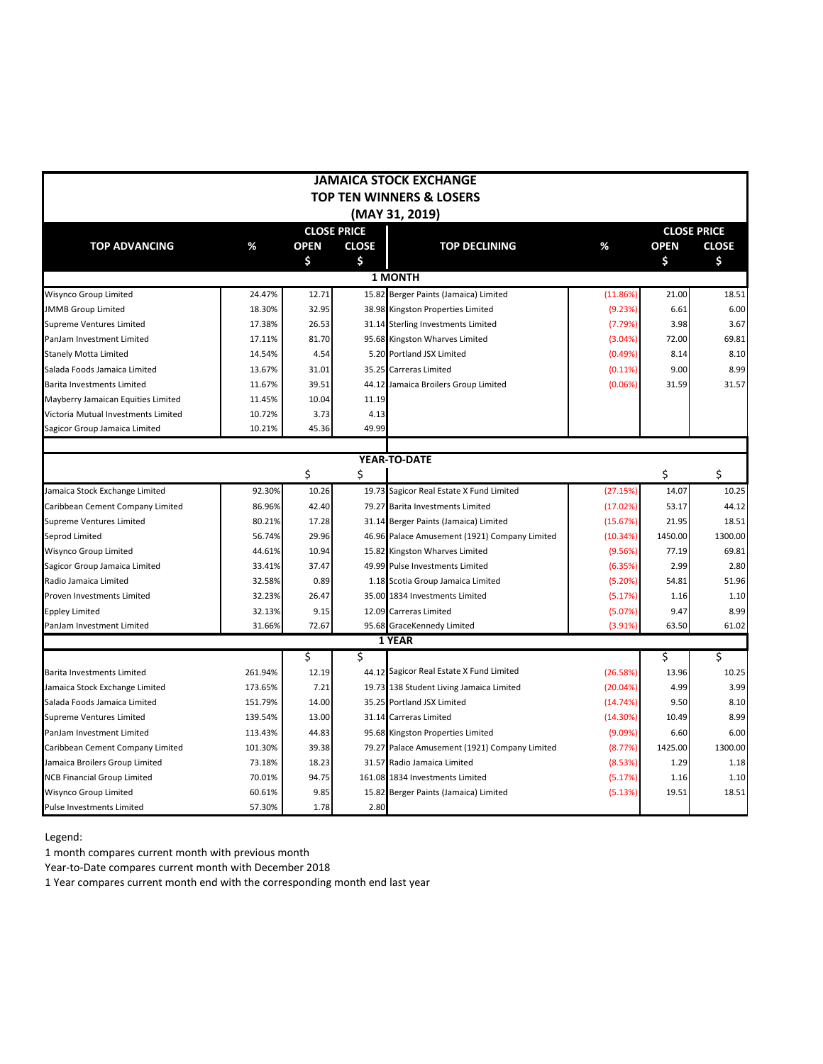# JAMAICA STOCK EXCHANGE
## TOP TEN WINNERS & LOSERS
### (MAY 31, 2019)

| TOP ADVANCING | % | CLOSE PRICE OPEN $ | CLOSE $ | TOP DECLINING | % | CLOSE PRICE OPEN $ | CLOSE $ |
|---|---|---|---|---|---|---|---|
| **1 MONTH** | | | | | | | |
| Wisynco Group Limited | 24.47% | 12.71 | 15.82 | Berger Paints (Jamaica) Limited | (11.86%) | 21.00 | 18.51 |
| JMMB Group Limited | 18.30% | 32.95 | 38.98 | Kingston Properties Limited | (9.23%) | 6.61 | 6.00 |
| Supreme Ventures Limited | 17.38% | 26.53 | 31.14 | Sterling Investments Limited | (7.79%) | 3.98 | 3.67 |
| PanJam Investment Limited | 17.11% | 81.70 | 95.68 | Kingston Wharves Limited | (3.04%) | 72.00 | 69.81 |
| Stanely Motta Limited | 14.54% | 4.54 | 5.20 | Portland JSX Limited | (0.49%) | 8.14 | 8.10 |
| Salada Foods Jamaica Limited | 13.67% | 31.01 | 35.25 | Carreras Limited | (0.11%) | 9.00 | 8.99 |
| Barita Investments Limited | 11.67% | 39.51 | 44.12 | Jamaica Broilers Group Limited | (0.06%) | 31.59 | 31.57 |
| Mayberry Jamaican Equities Limited | 11.45% | 10.04 | 11.19 | | | | |
| Victoria Mutual Investments Limited | 10.72% | 3.73 | 4.13 | | | | |
| Sagicor Group Jamaica Limited | 10.21% | 45.36 | 49.99 | | | | |
| **YEAR-TO-DATE** | | $ | $ | | | $ | $ |
| Jamaica Stock Exchange Limited | 92.30% | 10.26 | 19.73 | Sagicor Real Estate X Fund Limited | (27.15%) | 14.07 | 10.25 |
| Caribbean Cement Company Limited | 86.96% | 42.40 | 79.27 | Barita Investments Limited | (17.02%) | 53.17 | 44.12 |
| Supreme Ventures Limited | 80.21% | 17.28 | 31.14 | Berger Paints (Jamaica) Limited | (15.67%) | 21.95 | 18.51 |
| Seprod Limited | 56.74% | 29.96 | 46.96 | Palace Amusement (1921) Company Limited | (10.34%) | 1450.00 | 1300.00 |
| Wisynco Group Limited | 44.61% | 10.94 | 15.82 | Kingston Wharves Limited | (9.56%) | 77.19 | 69.81 |
| Sagicor Group Jamaica Limited | 33.41% | 37.47 | 49.99 | Pulse Investments Limited | (6.35%) | 2.99 | 2.80 |
| Radio Jamaica Limited | 32.58% | 0.89 | 1.18 | Scotia Group Jamaica Limited | (5.20%) | 54.81 | 51.96 |
| Proven Investments Limited | 32.23% | 26.47 | 35.00 | 1834 Investments Limited | (5.17%) | 1.16 | 1.10 |
| Eppley Limited | 32.13% | 9.15 | 12.09 | Carreras Limited | (5.07%) | 9.47 | 8.99 |
| PanJam Investment Limited | 31.66% | 72.67 | 95.68 | GraceKennedy Limited | (3.91%) | 63.50 | 61.02 |
| **1 YEAR** | | $ | $ | | | $ | $ |
| Barita Investments Limited | 261.94% | 12.19 | 44.12 | Sagicor Real Estate X Fund Limited | (26.58%) | 13.96 | 10.25 |
| Jamaica Stock Exchange Limited | 173.65% | 7.21 | 19.73 | 138 Student Living Jamaica Limited | (20.04%) | 4.99 | 3.99 |
| Salada Foods Jamaica Limited | 151.79% | 14.00 | 35.25 | Portland JSX Limited | (14.74%) | 9.50 | 8.10 |
| Supreme Ventures Limited | 139.54% | 13.00 | 31.14 | Carreras Limited | (14.30%) | 10.49 | 8.99 |
| PanJam Investment Limited | 113.43% | 44.83 | 95.68 | Kingston Properties Limited | (9.09%) | 6.60 | 6.00 |
| Caribbean Cement Company Limited | 101.30% | 39.38 | 79.27 | Palace Amusement (1921) Company Limited | (8.77%) | 1425.00 | 1300.00 |
| Jamaica Broilers Group Limited | 73.18% | 18.23 | 31.57 | Radio Jamaica Limited | (8.53%) | 1.29 | 1.18 |
| NCB Financial Group Limited | 70.01% | 94.75 | 161.08 | 1834 Investments Limited | (5.17%) | 1.16 | 1.10 |
| Wisynco Group Limited | 60.61% | 9.85 | 15.82 | Berger Paints (Jamaica) Limited | (5.13%) | 19.51 | 18.51 |
| Pulse Investments Limited | 57.30% | 1.78 | 2.80 | | | | |

Legend:

1 month compares current month with previous month

Year-to-Date compares current month with December 2018

1 Year compares current month end with the corresponding month end last year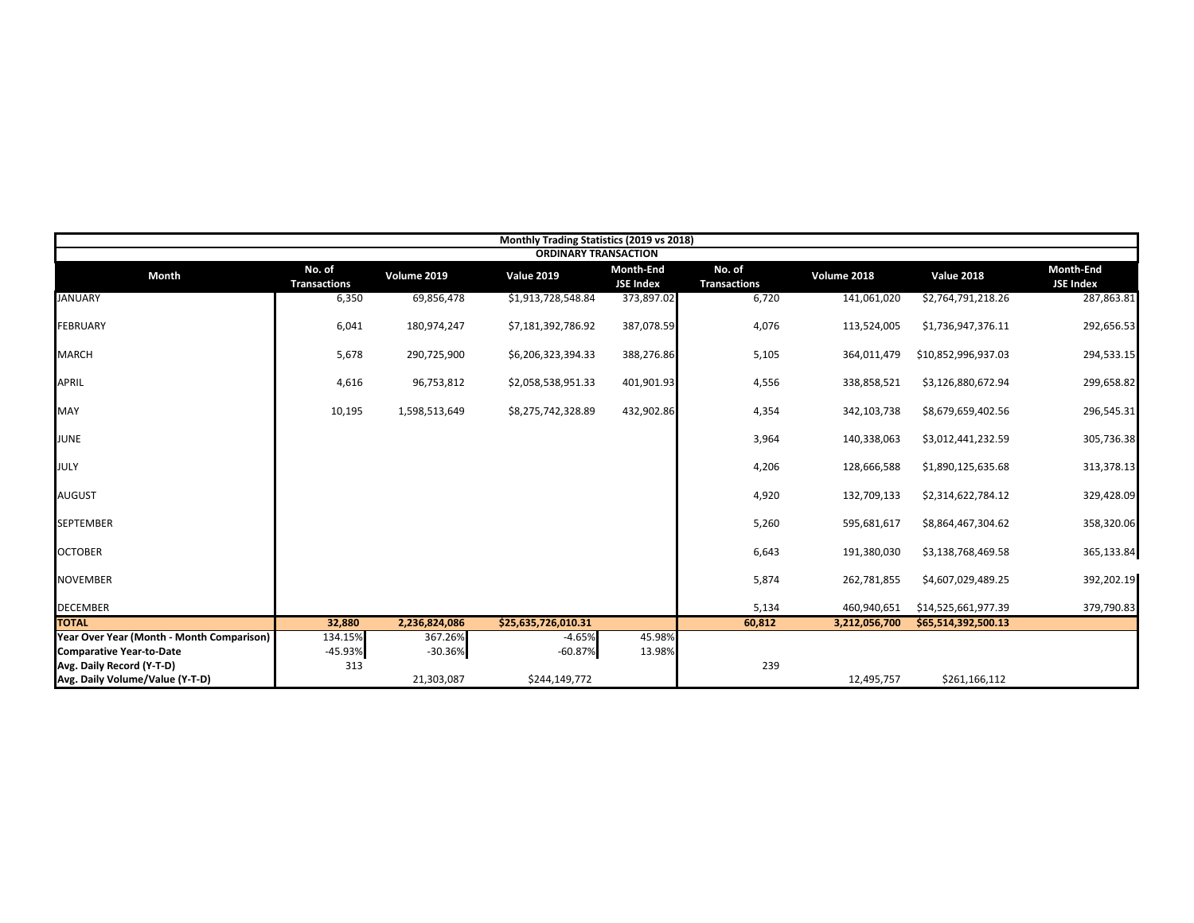| Monthly Trading Statistics (2019 vs 2018) | | | | | | | | |
|---|---|---|---|---|---|---|---|---|
| ORDINARY TRANSACTION | | | | | | | | |
| Month | No. of Transactions | Volume 2019 | Value 2019 | Month-End JSE Index | No. of Transactions | Volume 2018 | Value 2018 | Month-End JSE Index |
| JANUARY | 6,350 | 69,856,478 | $1,913,728,548.84 | 373,897.02 | 6,720 | 141,061,020 | $2,764,791,218.26 | 287,863.81 |
| FEBRUARY | 6,041 | 180,974,247 | $7,181,392,786.92 | 387,078.59 | 4,076 | 113,524,005 | $1,736,947,376.11 | 292,656.53 |
| MARCH | 5,678 | 290,725,900 | $6,206,323,394.33 | 388,276.86 | 5,105 | 364,011,479 | $10,852,996,937.03 | 294,533.15 |
| APRIL | 4,616 | 96,753,812 | $2,058,538,951.33 | 401,901.93 | 4,556 | 338,858,521 | $3,126,880,672.94 | 299,658.82 |
| MAY | 10,195 | 1,598,513,649 | $8,275,742,328.89 | 432,902.86 | 4,354 | 342,103,738 | $8,679,659,402.56 | 296,545.31 |
| JUNE | | | | | 3,964 | 140,338,063 | $3,012,441,232.59 | 305,736.38 |
| JULY | | | | | 4,206 | 128,666,588 | $1,890,125,635.68 | 313,378.13 |
| AUGUST | | | | | 4,920 | 132,709,133 | $2,314,622,784.12 | 329,428.09 |
| SEPTEMBER | | | | | 5,260 | 595,681,617 | $8,864,467,304.62 | 358,320.06 |
| OCTOBER | | | | | 6,643 | 191,380,030 | $3,138,768,469.58 | 365,133.84 |
| NOVEMBER | | | | | 5,874 | 262,781,855 | $4,607,029,489.25 | 392,202.19 |
| DECEMBER | | | | | 5,134 | 460,940,651 | $14,525,661,977.39 | 379,790.83 |
| **TOTAL** | **32,880** | **2,236,824,086** | **$25,635,726,010.31** | | **60,812** | **3,212,056,700** | **$65,514,392,500.13** | |
| **Year Over Year (Month - Month Comparison)** | 134.15% | 367.26% | -4.65% | 45.98% | | | | |
| **Comparative Year-to-Date** | -45.93% | -30.36% | -60.87% | 13.98% | | | | |
| **Avg. Daily Record (Y-T-D)** | 313 | | | | 239 | | | |
| **Avg. Daily Volume/Value (Y-T-D)** | | 21,303,087 | $244,149,772 | | | 12,495,757 | $261,166,112 | |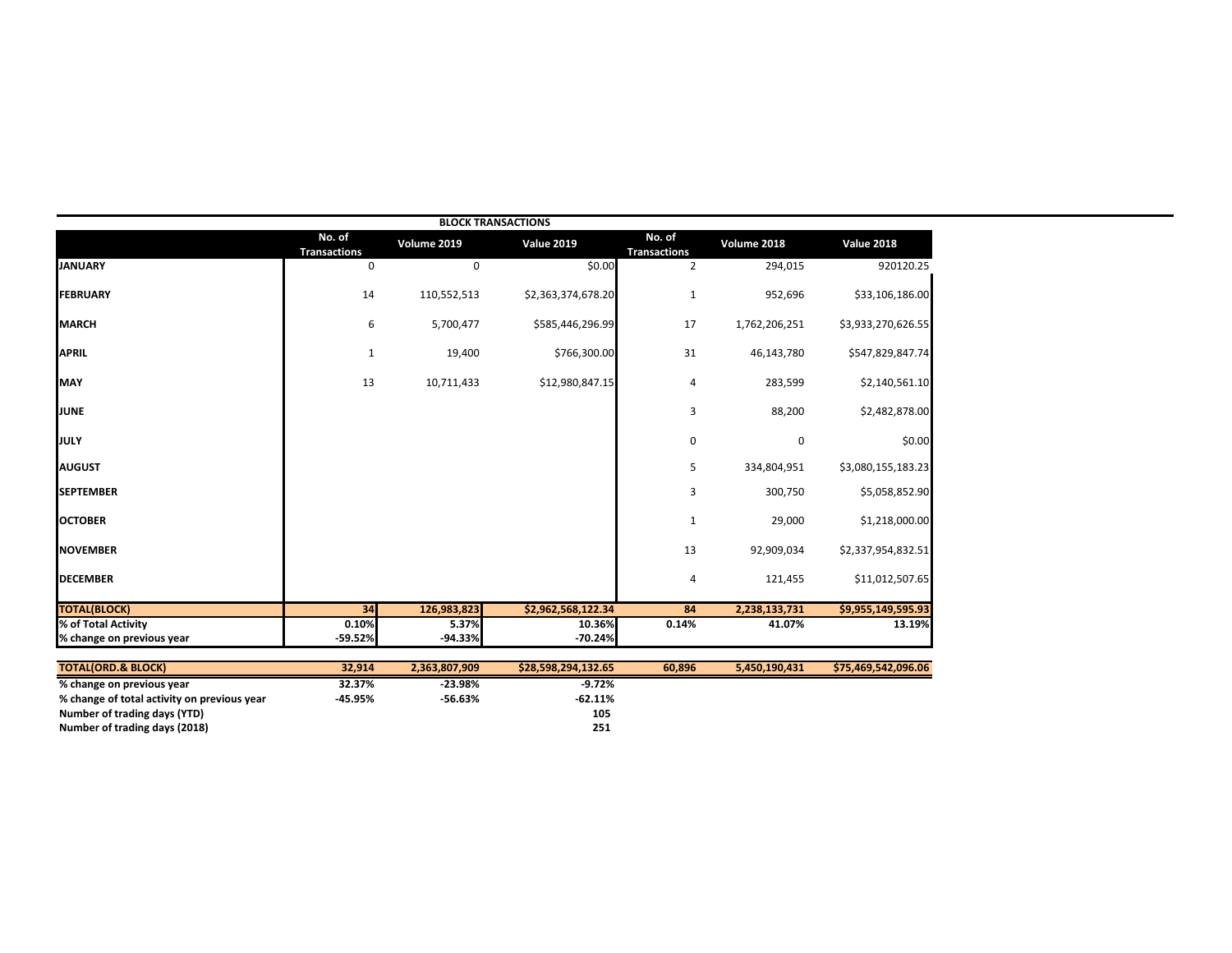## BLOCK TRANSACTIONS

| | No. of Transactions | Volume 2019 | Value 2019 | No. of Transactions | Volume 2018 | Value 2018 |
|---|---|---|---|---|---|---|
| **JANUARY** | 0 | 0 | $0.00 | 2 | 294,015 | 920120.25 |
| **FEBRUARY** | 14 | 110,552,513 | $2,363,374,678.20 | 1 | 952,696 | $33,106,186.00 |
| **MARCH** | 6 | 5,700,477 | $585,446,296.99 | 17 | 1,762,206,251 | $3,933,270,626.55 |
| **APRIL** | 1 | 19,400 | $766,300.00 | 31 | 46,143,780 | $547,829,847.74 |
| **MAY** | 13 | 10,711,433 | $12,980,847.15 | 4 | 283,599 | $2,140,561.10 |
| **JUNE** | | | | 3 | 88,200 | $2,482,878.00 |
| **JULY** | | | | 0 | 0 | $0.00 |
| **AUGUST** | | | | 5 | 334,804,951 | $3,080,155,183.23 |
| **SEPTEMBER** | | | | 3 | 300,750 | $5,058,852.90 |
| **OCTOBER** | | | | 1 | 29,000 | $1,218,000.00 |
| **NOVEMBER** | | | | 13 | 92,909,034 | $2,337,954,832.51 |
| **DECEMBER** | | | | 4 | 121,455 | $11,012,507.65 |
| **TOTAL(BLOCK)** | **34** | **126,983,823** | **$2,962,568,122.34** | **84** | **2,238,133,731** | **$9,955,149,595.93** |
| **% of Total Activity** | **0.10%** | **5.37%** | **10.36%** | **0.14%** | **41.07%** | **13.19%** |
| **% change on previous year** | **-59.52%** | **-94.33%** | **-70.24%** | | | |
| **TOTAL(ORD.& BLOCK)** | **32,914** | **2,363,807,909** | **$28,598,294,132.65** | **60,896** | **5,450,190,431** | **$75,469,542,096.06** |
| **% change on previous year** | **32.37%** | **-23.98%** | **-9.72%** | | | |
| **% change of total activity on previous year** | **-45.95%** | **-56.63%** | **-62.11%** | | | |
| **Number of trading days (YTD)** | | | **105** | | | |
| **Number of trading days (2018)** | | | **251** | | | |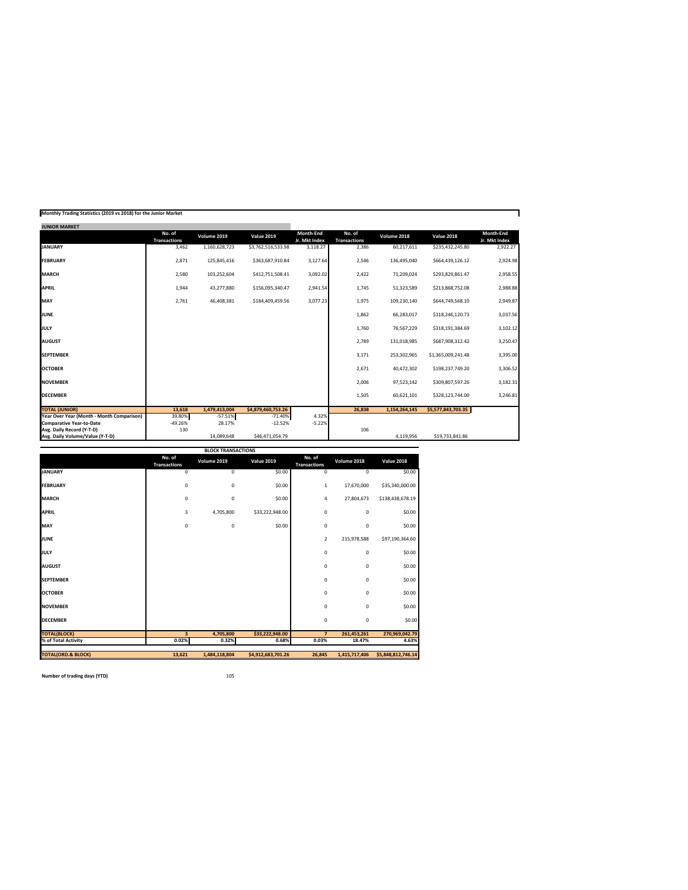**Monthly Trading Statistics (2019 vs 2018) for the Junior Market**

**JUNIOR MARKET**

| | No. of Transactions | Volume 2019 | Value 2019 | Month-End Jr. Mkt Index | No. of Transactions | Volume 2018 | Value 2018 | Month-End Jr. Mkt Index |
|---|---|---|---|---|---|---|---|---|
| **JANUARY** | 3,462 | 1,160,628,723 | $3,762,516,533.98 | 3,118.27 | 2,386 | 60,217,611 | $235,432,245.80 | 2,922.27 |
| **FEBRUARY** | 2,871 | 125,845,416 | $363,687,910.84 | 3,127.64 | 2,546 | 136,495,040 | $664,439,126.12 | 2,924.98 |
| **MARCH** | 2,580 | 103,252,604 | $412,751,508.41 | 3,092.02 | 2,422 | 71,209,024 | $293,829,861.47 | 2,958.55 |
| **APRIL** | 1,944 | 43,277,880 | $156,095,340.47 | 2,941.54 | 1,745 | 51,323,589 | $213,868,752.08 | 2,988.88 |
| **MAY** | 2,761 | 46,408,381 | $184,409,459.56 | 3,077.23 | 1,975 | 109,230,140 | $644,749,568.10 | 2,949.87 |
| **JUNE** | | | | | 1,862 | 66,283,017 | $318,246,120.73 | 3,037.56 |
| **JULY** | | | | | 1,760 | 76,567,229 | $318,191,384.69 | 3,102.12 |
| **AUGUST** | | | | | 2,789 | 131,018,985 | $687,908,312.42 | 3,250.47 |
| **SEPTEMBER** | | | | | 3,171 | 253,302,965 | $1,365,009,241.48 | 3,395.00 |
| **OCTOBER** | | | | | 2,671 | 40,472,302 | $198,237,749.20 | 3,306.52 |
| **NOVEMBER** | | | | | 2,006 | 97,523,142 | $309,807,597.26 | 3,182.31 |
| **DECEMBER** | | | | | 1,505 | 60,621,101 | $328,123,744.00 | 3,246.81 |
| **TOTAL (JUNIOR)** | **13,618** | **1,479,413,004** | **$4,879,460,753.26** | | **26,838** | **1,154,264,145** | **$5,577,843,703.35** | |
| **Year Over Year (Month - Month Comparison)** | 39.80% | -57.51% | -71.40% | 4.32% | | | | |
| **Comparative Year-to-Date** | -49.26% | 28.17% | -12.52% | -5.22% | | | | |
| **Avg. Daily Record (Y-T-D)** | 130 | | | | 106 | | | |
| **Avg. Daily Volume/Value (Y-T-D)** | | 14,089,648 | $46,471,054.79 | | | 4,119,956 | $19,733,841.86 | |

**BLOCK TRANSACTIONS**

| | No. of Transactions | Volume 2019 | Value 2019 | No. of Transactions | Volume 2018 | Value 2018 |
|---|---|---|---|---|---|---|
| **JANUARY** | 0 | 0 | $0.00 | 0 | 0 | $0.00 |
| **FEBRUARY** | 0 | 0 | $0.00 | 1 | 17,670,000 | $35,340,000.00 |
| **MARCH** | 0 | 0 | $0.00 | 4 | 27,804,673 | $138,438,678.19 |
| **APRIL** | 3 | 4,705,800 | $33,222,948.00 | 0 | 0 | $0.00 |
| **MAY** | 0 | 0 | $0.00 | 0 | 0 | $0.00 |
| **JUNE** | | | | 2 | 215,978,588 | $97,190,364.60 |
| **JULY** | | | | 0 | 0 | $0.00 |
| **AUGUST** | | | | 0 | 0 | $0.00 |
| **SEPTEMBER** | | | | 0 | 0 | $0.00 |
| **OCTOBER** | | | | 0 | 0 | $0.00 |
| **NOVEMBER** | | | | 0 | 0 | $0.00 |
| **DECEMBER** | | | | 0 | 0 | $0.00 |
| **TOTAL(BLOCK)** | **3** | **4,705,800** | **$33,222,948.00** | **7** | **261,453,261** | **270,969,042.79** |
| **% of Total Activity** | **0.02%** | **0.32%** | **0.68%** | **0.03%** | **18.47%** | **4.63%** |
| **TOTAL(ORD.& BLOCK)** | **13,621** | **1,484,118,804** | **$4,912,683,701.26** | **26,845** | **1,415,717,406** | **$5,848,812,746.14** |

**Number of trading days (YTD)** 105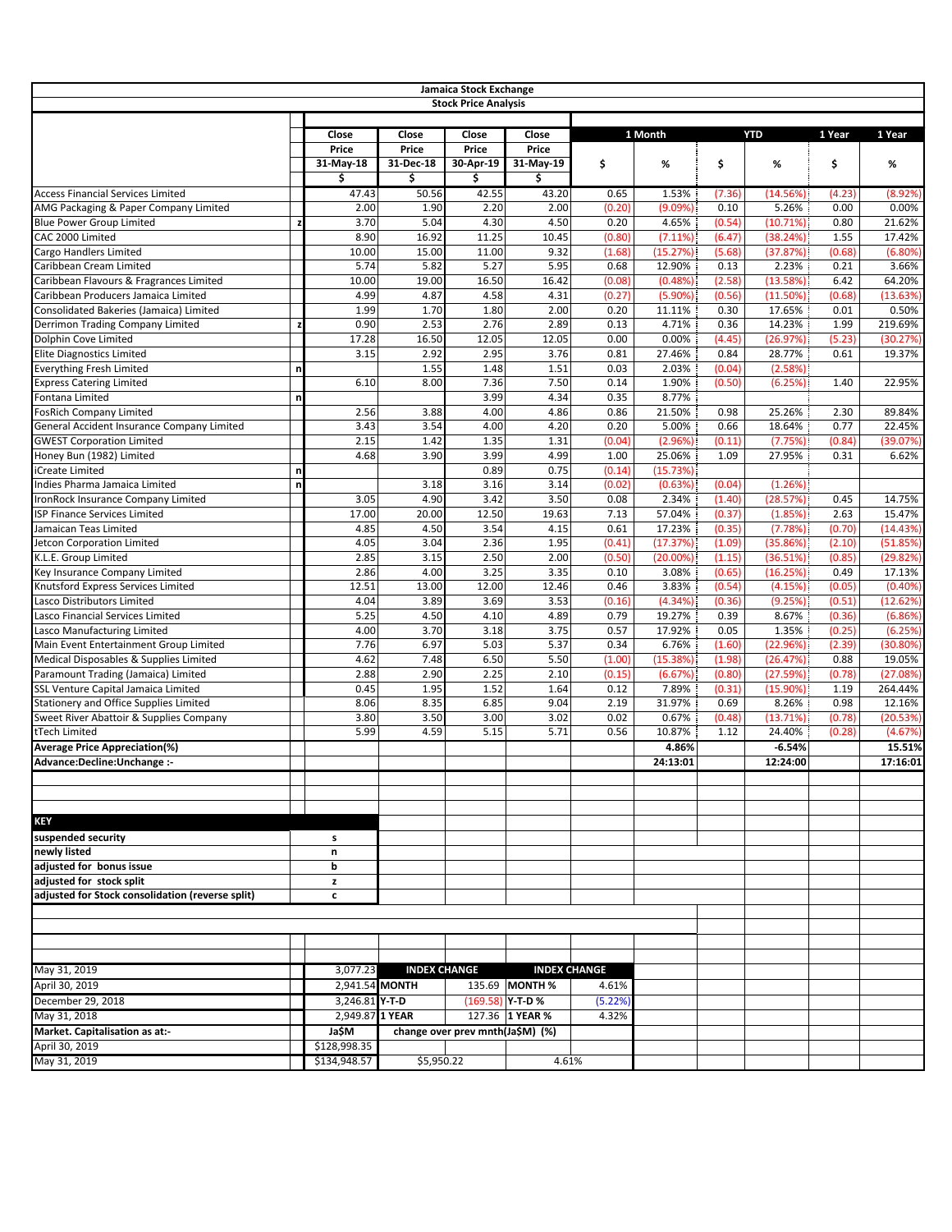# Jamaica Stock Exchange

## Stock Price Analysis

| | | Close Price 31-May-18 $ | Close Price 31-Dec-18 $ | Close Price 30-Apr-19 $ | Close Price 31-May-19 $ | 1 Month $ | 1 Month % | YTD $ | YTD % | 1 Year $ | 1 Year % |
|---|---|---|---|---|---|---|---|---|---|---|---|
| Access Financial Services Limited | | 47.43 | 50.56 | 42.55 | 43.20 | 0.65 | 1.53% | (7.36) | (14.56%) | (4.23) | (8.92%) |
| AMG Packaging & Paper Company Limited | | 2.00 | 1.90 | 2.20 | 2.00 | (0.20) | (9.09%) | 0.10 | 5.26% | 0.00 | 0.00% |
| Blue Power Group Limited | z | 3.70 | 5.04 | 4.30 | 4.50 | 0.20 | 4.65% | (0.54) | (10.71%) | 0.80 | 21.62% |
| CAC 2000 Limited | | 8.90 | 16.92 | 11.25 | 10.45 | (0.80) | (7.11%) | (6.47) | (38.24%) | 1.55 | 17.42% |
| Cargo Handlers Limited | | 10.00 | 15.00 | 11.00 | 9.32 | (1.68) | (15.27%) | (5.68) | (37.87%) | (0.68) | (6.80%) |
| Caribbean Cream Limited | | 5.74 | 5.82 | 5.27 | 5.95 | 0.68 | 12.90% | 0.13 | 2.23% | 0.21 | 3.66% |
| Caribbean Flavours & Fragrances Limited | | 10.00 | 19.00 | 16.50 | 16.42 | (0.08) | (0.48%) | (2.58) | (13.58%) | 6.42 | 64.20% |
| Caribbean Producers Jamaica Limited | | 4.99 | 4.87 | 4.58 | 4.31 | (0.27) | (5.90%) | (0.56) | (11.50%) | (0.68) | (13.63%) |
| Consolidated Bakeries (Jamaica) Limited | | 1.99 | 1.70 | 1.80 | 2.00 | 0.20 | 11.11% | 0.30 | 17.65% | 0.01 | 0.50% |
| Derrimon Trading Company Limited | z | 0.90 | 2.53 | 2.76 | 2.89 | 0.13 | 4.71% | 0.36 | 14.23% | 1.99 | 219.69% |
| Dolphin Cove Limited | | 17.28 | 16.50 | 12.05 | 12.05 | 0.00 | 0.00% | (4.45) | (26.97%) | (5.23) | (30.27%) |
| Elite Diagnostics Limited | | 3.15 | 2.92 | 2.95 | 3.76 | 0.81 | 27.46% | 0.84 | 28.77% | 0.61 | 19.37% |
| Everything Fresh Limited | n | | 1.55 | 1.48 | 1.51 | 0.03 | 2.03% | (0.04) | (2.58%) | | |
| Express Catering Limited | | 6.10 | 8.00 | 7.36 | 7.50 | 0.14 | 1.90% | (0.50) | (6.25%) | 1.40 | 22.95% |
| Fontana Limited | n | | | 3.99 | 4.34 | 0.35 | 8.77% | | | | |
| FosRich Company Limited | | 2.56 | 3.88 | 4.00 | 4.86 | 0.86 | 21.50% | 0.98 | 25.26% | 2.30 | 89.84% |
| General Accident Insurance Company Limited | | 3.43 | 3.54 | 4.00 | 4.20 | 0.20 | 5.00% | 0.66 | 18.64% | 0.77 | 22.45% |
| GWEST Corporation Limited | | 2.15 | 1.42 | 1.35 | 1.31 | (0.04) | (2.96%) | (0.11) | (7.75%) | (0.84) | (39.07%) |
| Honey Bun (1982) Limited | | 4.68 | 3.90 | 3.99 | 4.99 | 1.00 | 25.06% | 1.09 | 27.95% | 0.31 | 6.62% |
| iCreate Limited | n | | | 0.89 | 0.75 | (0.14) | (15.73%) | | | | |
| Indies Pharma Jamaica Limited | n | | 3.18 | 3.16 | 3.14 | (0.02) | (0.63%) | (0.04) | (1.26%) | | |
| IronRock Insurance Company Limited | | 3.05 | 4.90 | 3.42 | 3.50 | 0.08 | 2.34% | (1.40) | (28.57%) | 0.45 | 14.75% |
| ISP Finance Services Limited | | 17.00 | 20.00 | 12.50 | 19.63 | 7.13 | 57.04% | (0.37) | (1.85%) | 2.63 | 15.47% |
| Jamaican Teas Limited | | 4.85 | 4.50 | 3.54 | 4.15 | 0.61 | 17.23% | (0.35) | (7.78%) | (0.70) | (14.43%) |
| Jetcon Corporation Limited | | 4.05 | 3.04 | 2.36 | 1.95 | (0.41) | (17.37%) | (1.09) | (35.86%) | (2.10) | (51.85%) |
| K.L.E. Group Limited | | 2.85 | 3.15 | 2.50 | 2.00 | (0.50) | (20.00%) | (1.15) | (36.51%) | (0.85) | (29.82%) |
| Key Insurance Company Limited | | 2.86 | 4.00 | 3.25 | 3.35 | 0.10 | 3.08% | (0.65) | (16.25%) | 0.49 | 17.13% |
| Knutsford Express Services Limited | | 12.51 | 13.00 | 12.00 | 12.46 | 0.46 | 3.83% | (0.54) | (4.15%) | (0.05) | (0.40%) |
| Lasco Distributors Limited | | 4.04 | 3.89 | 3.69 | 3.53 | (0.16) | (4.34%) | (0.36) | (9.25%) | (0.51) | (12.62%) |
| Lasco Financial Services Limited | | 5.25 | 4.50 | 4.10 | 4.89 | 0.79 | 19.27% | 0.39 | 8.67% | (0.36) | (6.86%) |
| Lasco Manufacturing Limited | | 4.00 | 3.70 | 3.18 | 3.75 | 0.57 | 17.92% | 0.05 | 1.35% | (0.25) | (6.25%) |
| Main Event Entertainment Group Limited | | 7.76 | 6.97 | 5.03 | 5.37 | 0.34 | 6.76% | (1.60) | (22.96%) | (2.39) | (30.80%) |
| Medical Disposables & Supplies Limited | | 4.62 | 7.48 | 6.50 | 5.50 | (1.00) | (15.38%) | (1.98) | (26.47%) | 0.88 | 19.05% |
| Paramount Trading (Jamaica) Limited | | 2.88 | 2.90 | 2.25 | 2.10 | (0.15) | (6.67%) | (0.80) | (27.59%) | (0.78) | (27.08%) |
| SSL Venture Capital Jamaica Limited | | 0.45 | 1.95 | 1.52 | 1.64 | 0.12 | 7.89% | (0.31) | (15.90%) | 1.19 | 264.44% |
| Stationery and Office Supplies Limited | | 8.06 | 8.35 | 6.85 | 9.04 | 2.19 | 31.97% | 0.69 | 8.26% | 0.98 | 12.16% |
| Sweet River Abattoir & Supplies Company | | 3.80 | 3.50 | 3.00 | 3.02 | 0.02 | 0.67% | (0.48) | (13.71%) | (0.78) | (20.53%) |
| tTech Limited | | 5.99 | 4.59 | 5.15 | 5.71 | 0.56 | 10.87% | 1.12 | 24.40% | (0.28) | (4.67%) |
| **Average Price Appreciation(%)** | | | | | | | **4.86%** | | **-6.54%** | | **15.51%** |
| **Advance:Decline:Unchange :-** | | | | | | | **24:13:01** | | **12:24:00** | | **17:16:01** |

| **KEY** | |
|---|---|
| **suspended security** | **s** |
| **newly listed** | **n** |
| **adjusted for bonus issue** | **b** |
| **adjusted for stock split** | **z** |
| **adjusted for Stock consolidation (reverse split)** | **c** |

| | | **INDEX CHANGE** | | **INDEX CHANGE** | |
|---|---|---|---|---|---|
| May 31, 2019 | 3,077.23 | | | | |
| April 30, 2019 | 2,941.54 | **MONTH** | 135.69 | **MONTH %** | 4.61% |
| December 29, 2018 | 3,246.81 | **Y-T-D** | (169.58) | **Y-T-D %** | (5.22%) |
| May 31, 2018 | 2,949.87 | **1 YEAR** | 127.36 | **1 YEAR %** | 4.32% |
| **Market. Capitalisation as at:-** | **Ja$M** | **change over prev mnth(Ja$M)** | | **(%)** | |
| April 30, 2019 | $128,998.35 | | | | |
| May 31, 2019 | $134,948.57 | $5,950.22 | | 4.61% | |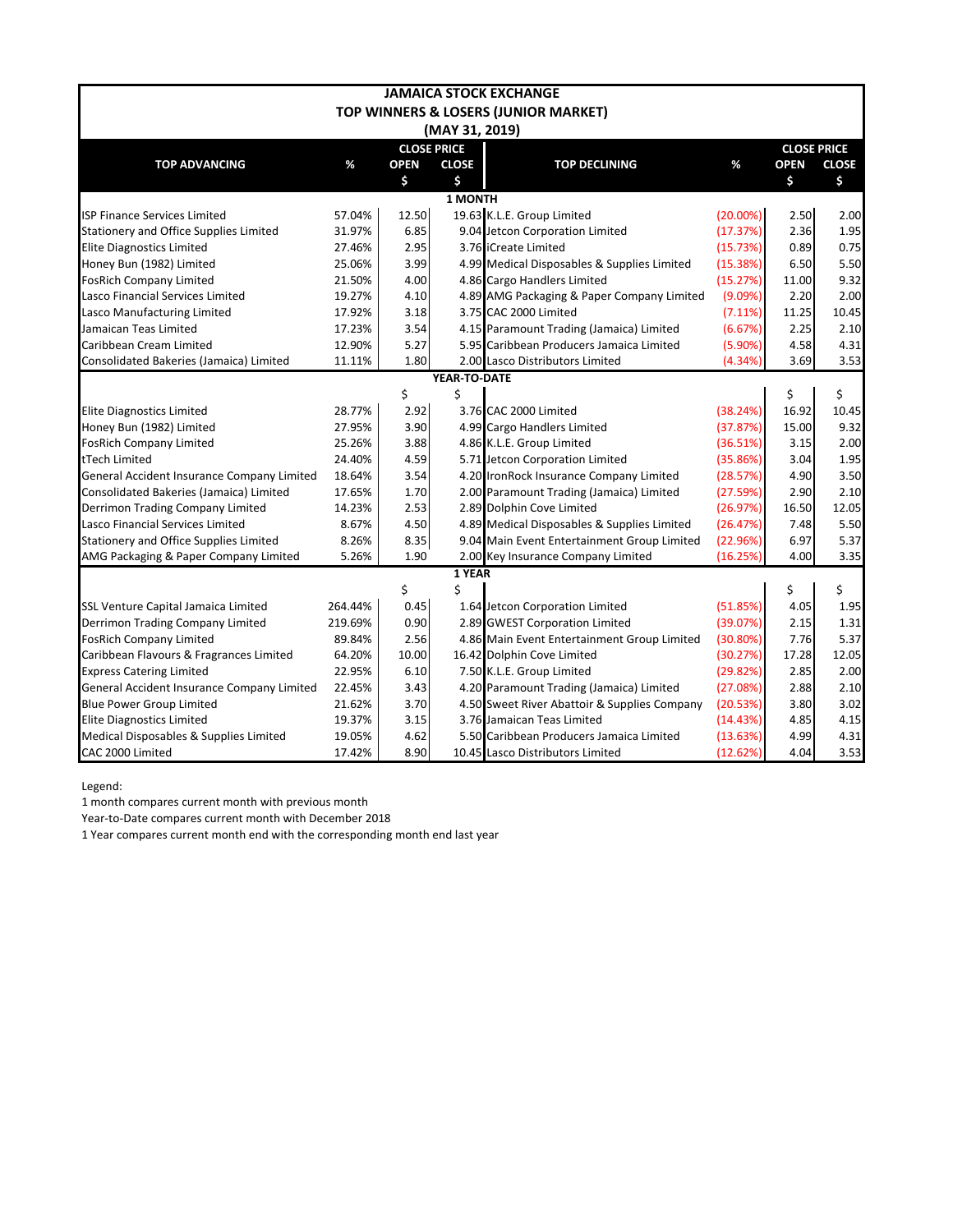## JAMAICA STOCK EXCHANGE
## TOP WINNERS & LOSERS (JUNIOR MARKET)
## (MAY 31, 2019)

| TOP ADVANCING | % | CLOSE PRICE OPEN $ | CLOSE $ | TOP DECLINING | % | CLOSE PRICE OPEN $ | CLOSE $ |
|---|---|---|---|---|---|---|---|
| **1 MONTH** | | | | | | | |
| ISP Finance Services Limited | 57.04% | 12.50 | 19.63 | K.L.E. Group Limited | (20.00%) | 2.50 | 2.00 |
| Stationery and Office Supplies Limited | 31.97% | 6.85 | 9.04 | Jetcon Corporation Limited | (17.37%) | 2.36 | 1.95 |
| Elite Diagnostics Limited | 27.46% | 2.95 | 3.76 | iCreate Limited | (15.73%) | 0.89 | 0.75 |
| Honey Bun (1982) Limited | 25.06% | 3.99 | 4.99 | Medical Disposables & Supplies Limited | (15.38%) | 6.50 | 5.50 |
| FosRich Company Limited | 21.50% | 4.00 | 4.86 | Cargo Handlers Limited | (15.27%) | 11.00 | 9.32 |
| Lasco Financial Services Limited | 19.27% | 4.10 | 4.89 | AMG Packaging & Paper Company Limited | (9.09%) | 2.20 | 2.00 |
| Lasco Manufacturing Limited | 17.92% | 3.18 | 3.75 | CAC 2000 Limited | (7.11%) | 11.25 | 10.45 |
| Jamaican Teas Limited | 17.23% | 3.54 | 4.15 | Paramount Trading (Jamaica) Limited | (6.67%) | 2.25 | 2.10 |
| Caribbean Cream Limited | 12.90% | 5.27 | 5.95 | Caribbean Producers Jamaica Limited | (5.90%) | 4.58 | 4.31 |
| Consolidated Bakeries (Jamaica) Limited | 11.11% | 1.80 | 2.00 | Lasco Distributors Limited | (4.34%) | 3.69 | 3.53 |
| **YEAR-TO-DATE** | | $ | $ | | | $ | $ |
| Elite Diagnostics Limited | 28.77% | 2.92 | 3.76 | CAC 2000 Limited | (38.24%) | 16.92 | 10.45 |
| Honey Bun (1982) Limited | 27.95% | 3.90 | 4.99 | Cargo Handlers Limited | (37.87%) | 15.00 | 9.32 |
| FosRich Company Limited | 25.26% | 3.88 | 4.86 | K.L.E. Group Limited | (36.51%) | 3.15 | 2.00 |
| tTech Limited | 24.40% | 4.59 | 5.71 | Jetcon Corporation Limited | (35.86%) | 3.04 | 1.95 |
| General Accident Insurance Company Limited | 18.64% | 3.54 | 4.20 | IronRock Insurance Company Limited | (28.57%) | 4.90 | 3.50 |
| Consolidated Bakeries (Jamaica) Limited | 17.65% | 1.70 | 2.00 | Paramount Trading (Jamaica) Limited | (27.59%) | 2.90 | 2.10 |
| Derrimon Trading Company Limited | 14.23% | 2.53 | 2.89 | Dolphin Cove Limited | (26.97%) | 16.50 | 12.05 |
| Lasco Financial Services Limited | 8.67% | 4.50 | 4.89 | Medical Disposables & Supplies Limited | (26.47%) | 7.48 | 5.50 |
| Stationery and Office Supplies Limited | 8.26% | 8.35 | 9.04 | Main Event Entertainment Group Limited | (22.96%) | 6.97 | 5.37 |
| AMG Packaging & Paper Company Limited | 5.26% | 1.90 | 2.00 | Key Insurance Company Limited | (16.25%) | 4.00 | 3.35 |
| **1 YEAR** | | $ | $ | | | $ | $ |
| SSL Venture Capital Jamaica Limited | 264.44% | 0.45 | 1.64 | Jetcon Corporation Limited | (51.85%) | 4.05 | 1.95 |
| Derrimon Trading Company Limited | 219.69% | 0.90 | 2.89 | GWEST Corporation Limited | (39.07%) | 2.15 | 1.31 |
| FosRich Company Limited | 89.84% | 2.56 | 4.86 | Main Event Entertainment Group Limited | (30.80%) | 7.76 | 5.37 |
| Caribbean Flavours & Fragrances Limited | 64.20% | 10.00 | 16.42 | Dolphin Cove Limited | (30.27%) | 17.28 | 12.05 |
| Express Catering Limited | 22.95% | 6.10 | 7.50 | K.L.E. Group Limited | (29.82%) | 2.85 | 2.00 |
| General Accident Insurance Company Limited | 22.45% | 3.43 | 4.20 | Paramount Trading (Jamaica) Limited | (27.08%) | 2.88 | 2.10 |
| Blue Power Group Limited | 21.62% | 3.70 | 4.50 | Sweet River Abattoir & Supplies Company | (20.53%) | 3.80 | 3.02 |
| Elite Diagnostics Limited | 19.37% | 3.15 | 3.76 | Jamaican Teas Limited | (14.43%) | 4.85 | 4.15 |
| Medical Disposables & Supplies Limited | 19.05% | 4.62 | 5.50 | Caribbean Producers Jamaica Limited | (13.63%) | 4.99 | 4.31 |
| CAC 2000 Limited | 17.42% | 8.90 | 10.45 | Lasco Distributors Limited | (12.62%) | 4.04 | 3.53 |

Legend:

1 month compares current month with previous month

Year-to-Date compares current month with December 2018

1 Year compares current month end with the corresponding month end last year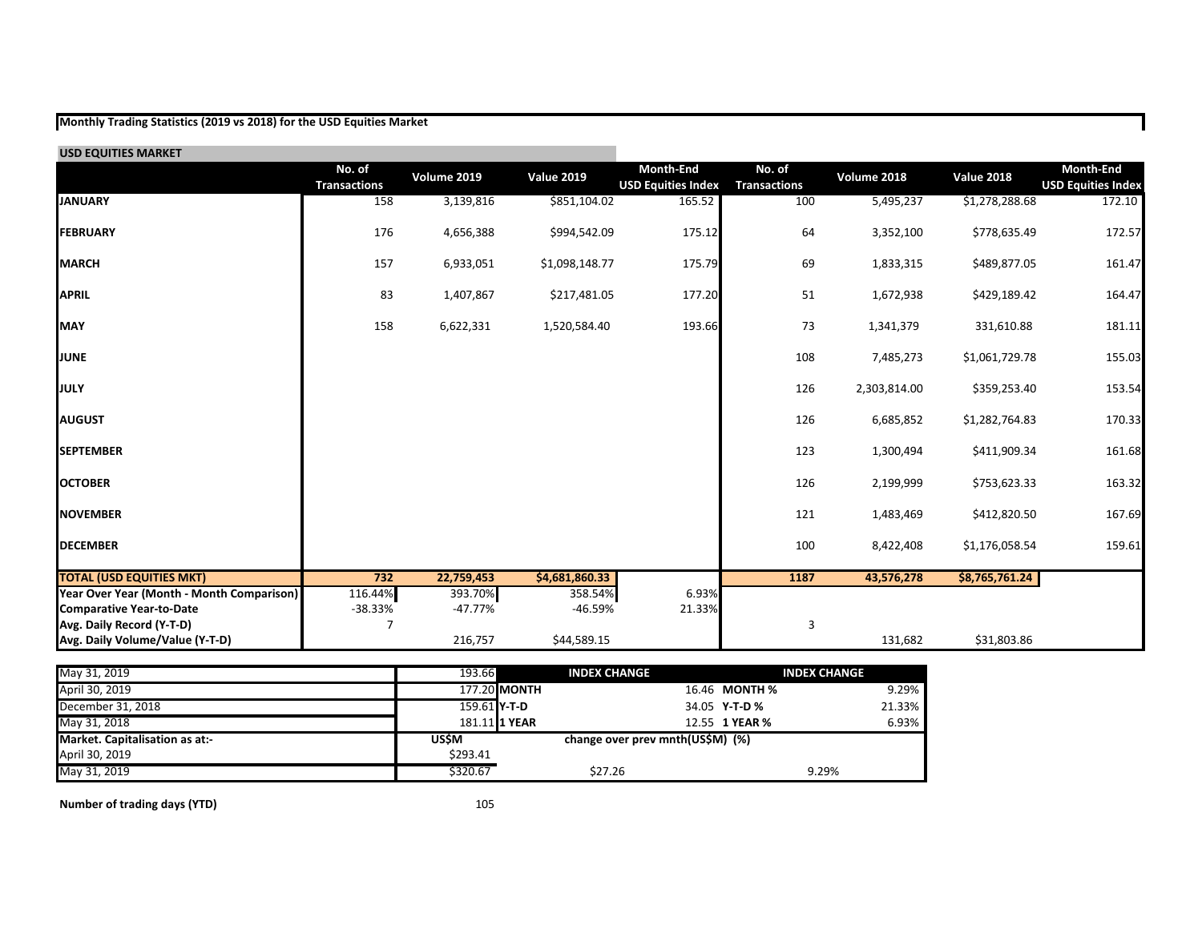**Monthly Trading Statistics (2019 vs 2018) for the USD Equities Market**

**USD EQUITIES MARKET**

| | No. of Transactions | Volume 2019 | Value 2019 | Month-End USD Equities Index | No. of Transactions | Volume 2018 | Value 2018 | Month-End USD Equities Index |
|---|---|---|---|---|---|---|---|---|
| **JANUARY** | 158 | 3,139,816 | $851,104.02 | 165.52 | 100 | 5,495,237 | $1,278,288.68 | 172.10 |
| **FEBRUARY** | 176 | 4,656,388 | $994,542.09 | 175.12 | 64 | 3,352,100 | $778,635.49 | 172.57 |
| **MARCH** | 157 | 6,933,051 | $1,098,148.77 | 175.79 | 69 | 1,833,315 | $489,877.05 | 161.47 |
| **APRIL** | 83 | 1,407,867 | $217,481.05 | 177.20 | 51 | 1,672,938 | $429,189.42 | 164.47 |
| **MAY** | 158 | 6,622,331 | 1,520,584.40 | 193.66 | 73 | 1,341,379 | 331,610.88 | 181.11 |
| **JUNE** | | | | | 108 | 7,485,273 | $1,061,729.78 | 155.03 |
| **JULY** | | | | | 126 | 2,303,814.00 | $359,253.40 | 153.54 |
| **AUGUST** | | | | | 126 | 6,685,852 | $1,282,764.83 | 170.33 |
| **SEPTEMBER** | | | | | 123 | 1,300,494 | $411,909.34 | 161.68 |
| **OCTOBER** | | | | | 126 | 2,199,999 | $753,623.33 | 163.32 |
| **NOVEMBER** | | | | | 121 | 1,483,469 | $412,820.50 | 167.69 |
| **DECEMBER** | | | | | 100 | 8,422,408 | $1,176,058.54 | 159.61 |
| **TOTAL (USD EQUITIES MKT)** | **732** | **22,759,453** | **$4,681,860.33** | | **1187** | **43,576,278** | **$8,765,761.24** | |
| **Year Over Year (Month - Month Comparison)** | 116.44% | 393.70% | 358.54% | 6.93% | | | | |
| **Comparative Year-to-Date** | -38.33% | -47.77% | -46.59% | 21.33% | | | | |
| **Avg. Daily Record (Y-T-D)** | 7 | | | | 3 | | | |
| **Avg. Daily Volume/Value (Y-T-D)** | | 216,757 | $44,589.15 | | | 131,682 | $31,803.86 | |

| | | | | | |
|---|---|---|---|---|---|
| May 31, 2019 | 193.66 | **INDEX CHANGE** | | **INDEX CHANGE** | |
| April 30, 2019 | 177.20 | **MONTH** | 16.46 | **MONTH %** | 9.29% |
| December 31, 2018 | 159.61 | **Y-T-D** | 34.05 | **Y-T-D %** | 21.33% |
| May 31, 2018 | 181.11 | **1 YEAR** | 12.55 | **1 YEAR %** | 6.93% |
| **Market. Capitalisation as at:-** | **US$M** | **change over prev mnth(US$M)** | | **(%)** | |
| April 30, 2019 | $293.41 | | | | |
| May 31, 2019 | $320.67 | $27.26 | | 9.29% | |

**Number of trading days (YTD)** 105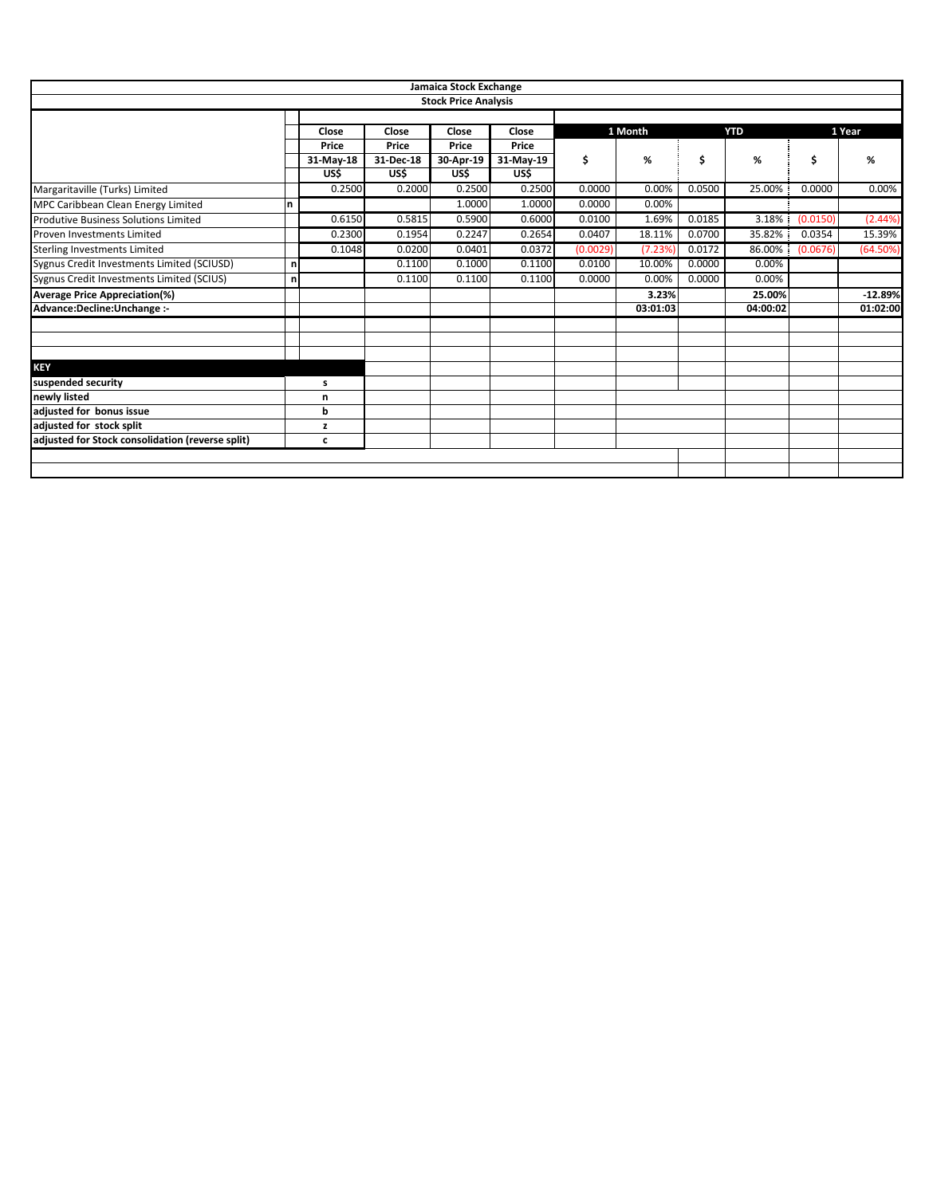# Jamaica Stock Exchange

## Stock Price Analysis

| | | Close Price 31-May-18 US$ | Close Price 31-Dec-18 US$ | Close Price 30-Apr-19 US$ | Close Price 31-May-19 US$ | 1 Month $ | 1 Month % | YTD $ | YTD % | 1 Year $ | 1 Year % |
|---|---|---|---|---|---|---|---|---|---|---|---|
| Margaritaville (Turks) Limited | | 0.2500 | 0.2000 | 0.2500 | 0.2500 | 0.0000 | 0.00% | 0.0500 | 25.00% | 0.0000 | 0.00% |
| MPC Caribbean Clean Energy Limited | n | | | 1.0000 | 1.0000 | 0.0000 | 0.00% | | | | |
| Produtive Business Solutions Limited | | 0.6150 | 0.5815 | 0.5900 | 0.6000 | 0.0100 | 1.69% | 0.0185 | 3.18% | (0.0150) | (2.44%) |
| Proven Investments Limited | | 0.2300 | 0.1954 | 0.2247 | 0.2654 | 0.0407 | 18.11% | 0.0700 | 35.82% | 0.0354 | 15.39% |
| Sterling Investments Limited | | 0.1048 | 0.0200 | 0.0401 | 0.0372 | (0.0029) | (7.23%) | 0.0172 | 86.00% | (0.0676) | (64.50%) |
| Sygnus Credit Investments Limited (SCIUSD) | n | | 0.1100 | 0.1000 | 0.1100 | 0.0100 | 10.00% | 0.0000 | 0.00% | | |
| Sygnus Credit Investments Limited (SCIUS) | n | | 0.1100 | 0.1100 | 0.1100 | 0.0000 | 0.00% | 0.0000 | 0.00% | | |
| **Average Price Appreciation(%)** | | | | | | | **3.23%** | | **25.00%** | | **-12.89%** |
| **Advance:Decline:Unchange :-** | | | | | | | **03:01:03** | | **04:00:02** | | **01:02:00** |

| KEY | |
|---|---|
| **suspended security** | **s** |
| **newly listed** | **n** |
| **adjusted for bonus issue** | **b** |
| **adjusted for stock split** | **z** |
| **adjusted for Stock consolidation (reverse split)** | **c** |